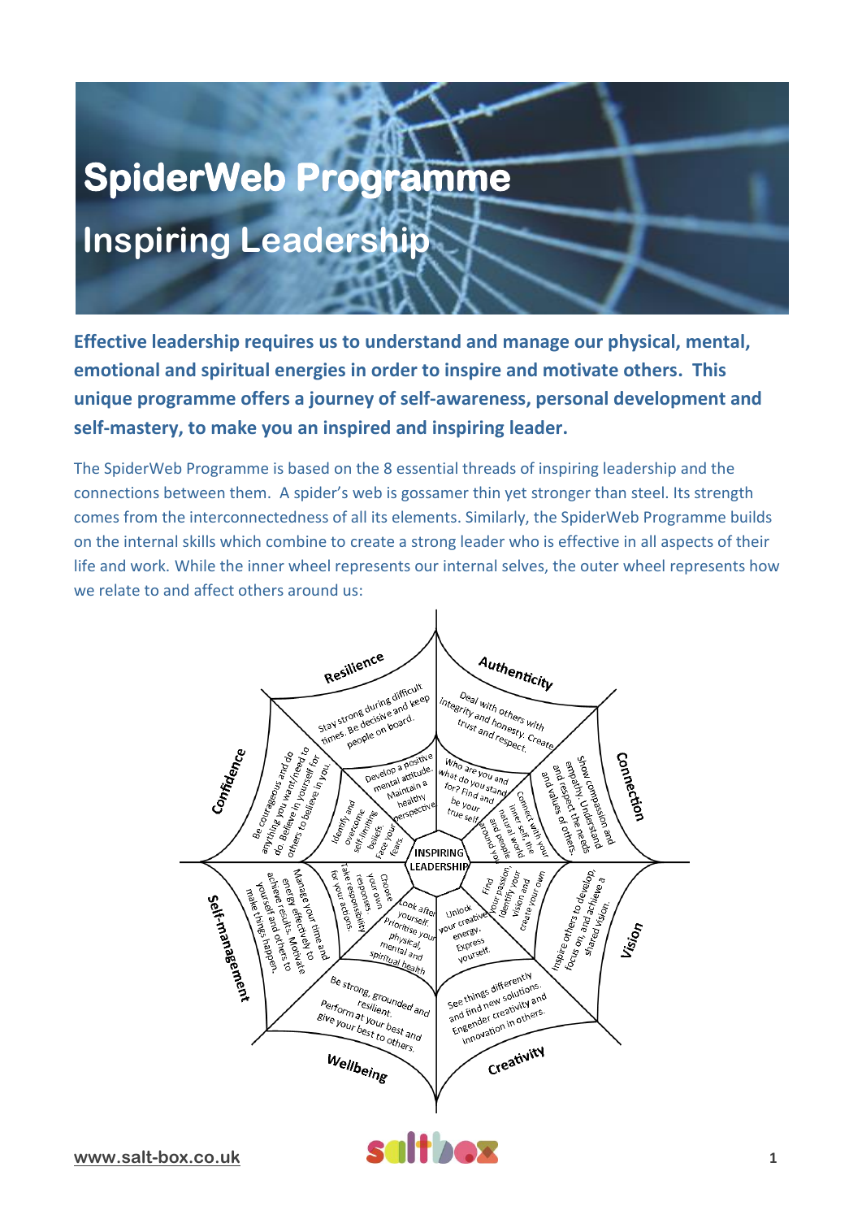# SpiderWeb Programme

## Inspiring Leadership

**Effective leadership requires us to understand and manage our physical, mental, emotional and spiritual energies in order to inspire and motivate others. This unique programme offers a journey of self-awareness, personal development and self-mastery, to make you an inspired and inspiring leader.**

The SpiderWeb Programme is based on the 8 essential threads of inspiring leadership and the connections between them. A spider's web is gossamer thin yet stronger than steel. Its strength comes from the interconnectedness of all its elements. Similarly, the SpiderWeb Programme builds on the internal skills which combine to create a strong leader who is effective in all aspects of their life and work. While the inner wheel represents our internal selves, the outer wheel represents how we relate to and affect others around us:

**INSPIRING LEADERSHIP**

**Resilience**
- Stay strong during difficult times. Be decisive and keep people on board.
- Develop a positive mental attitude. Maintain a healthy perspective.

**Authenticity**
- Deal with others with integrity and honesty. Create trust and respect.
- Who are you and what do you stand for? Find and be your true self.

**Connection**
- Show compassion and empathy. Understand and respect the needs and values of others.
- Connect with your inner self, the natural world and people around you.

**Vision**
- Inspire others to develop, focus on, and achieve a shared vision.
- Find your passion. Identify your vision and create your own

**Creativity**
- See things differently and find new solutions. Engender creativity and innovation in others.
- Unlock your creative energy. Express yourself.

**Wellbeing**
- Be strong, grounded and resilient. Perform at your best and give your best to others.
- Look after yourself. Prioritise your physical, mental and spiritual health

**Self-management**
- Manage your time and energy effectively to achieve results. Motivate yourself and others to make things happen.
- Choose your own responses. Take responsibility for your actions.

**Confidence**
- Be courageous and do anything you want/need to do. Believe in yourself for others to believe in you.
- Identify and overcome self-limiting beliefs. Face your fears.

www.salt-box.co.uk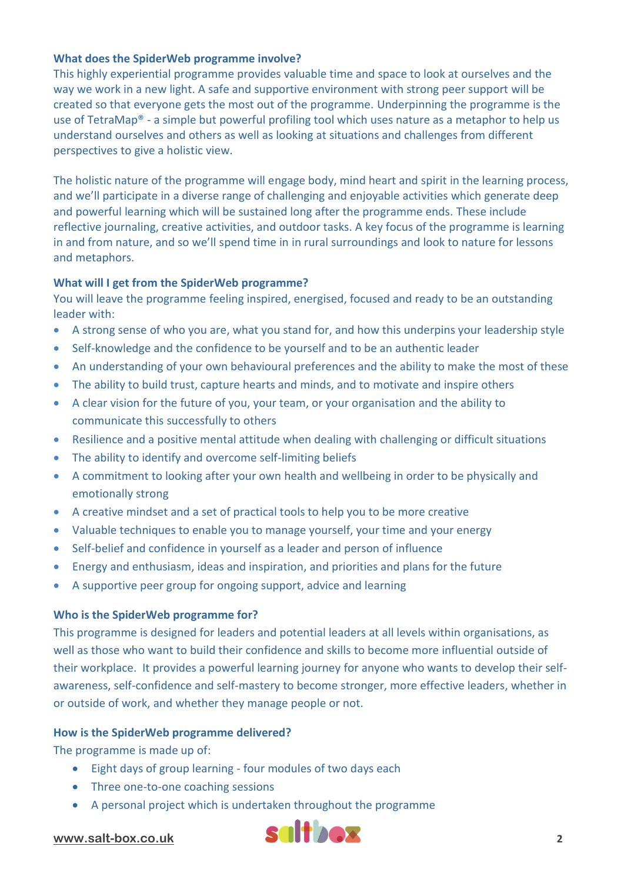**What does the SpiderWeb programme involve?**

This highly experiential programme provides valuable time and space to look at ourselves and the way we work in a new light. A safe and supportive environment with strong peer support will be created so that everyone gets the most out of the programme. Underpinning the programme is the use of TetraMap® - a simple but powerful profiling tool which uses nature as a metaphor to help us understand ourselves and others as well as looking at situations and challenges from different perspectives to give a holistic view.

The holistic nature of the programme will engage body, mind heart and spirit in the learning process, and we'll participate in a diverse range of challenging and enjoyable activities which generate deep and powerful learning which will be sustained long after the programme ends. These include reflective journaling, creative activities, and outdoor tasks. A key focus of the programme is learning in and from nature, and so we'll spend time in in rural surroundings and look to nature for lessons and metaphors.

**What will I get from the SpiderWeb programme?**

You will leave the programme feeling inspired, energised, focused and ready to be an outstanding leader with:

- A strong sense of who you are, what you stand for, and how this underpins your leadership style
- Self-knowledge and the confidence to be yourself and to be an authentic leader
- An understanding of your own behavioural preferences and the ability to make the most of these
- The ability to build trust, capture hearts and minds, and to motivate and inspire others
- A clear vision for the future of you, your team, or your organisation and the ability to communicate this successfully to others
- Resilience and a positive mental attitude when dealing with challenging or difficult situations
- The ability to identify and overcome self-limiting beliefs
- A commitment to looking after your own health and wellbeing in order to be physically and emotionally strong
- A creative mindset and a set of practical tools to help you to be more creative
- Valuable techniques to enable you to manage yourself, your time and your energy
- Self-belief and confidence in yourself as a leader and person of influence
- Energy and enthusiasm, ideas and inspiration, and priorities and plans for the future
- A supportive peer group for ongoing support, advice and learning

**Who is the SpiderWeb programme for?**

This programme is designed for leaders and potential leaders at all levels within organisations, as well as those who want to build their confidence and skills to become more influential outside of their workplace. It provides a powerful learning journey for anyone who wants to develop their self-awareness, self-confidence and self-mastery to become stronger, more effective leaders, whether in or outside of work, and whether they manage people or not.

**How is the SpiderWeb programme delivered?**

The programme is made up of:

- Eight days of group learning - four modules of two days each
- Three one-to-one coaching sessions
- A personal project which is undertaken throughout the programme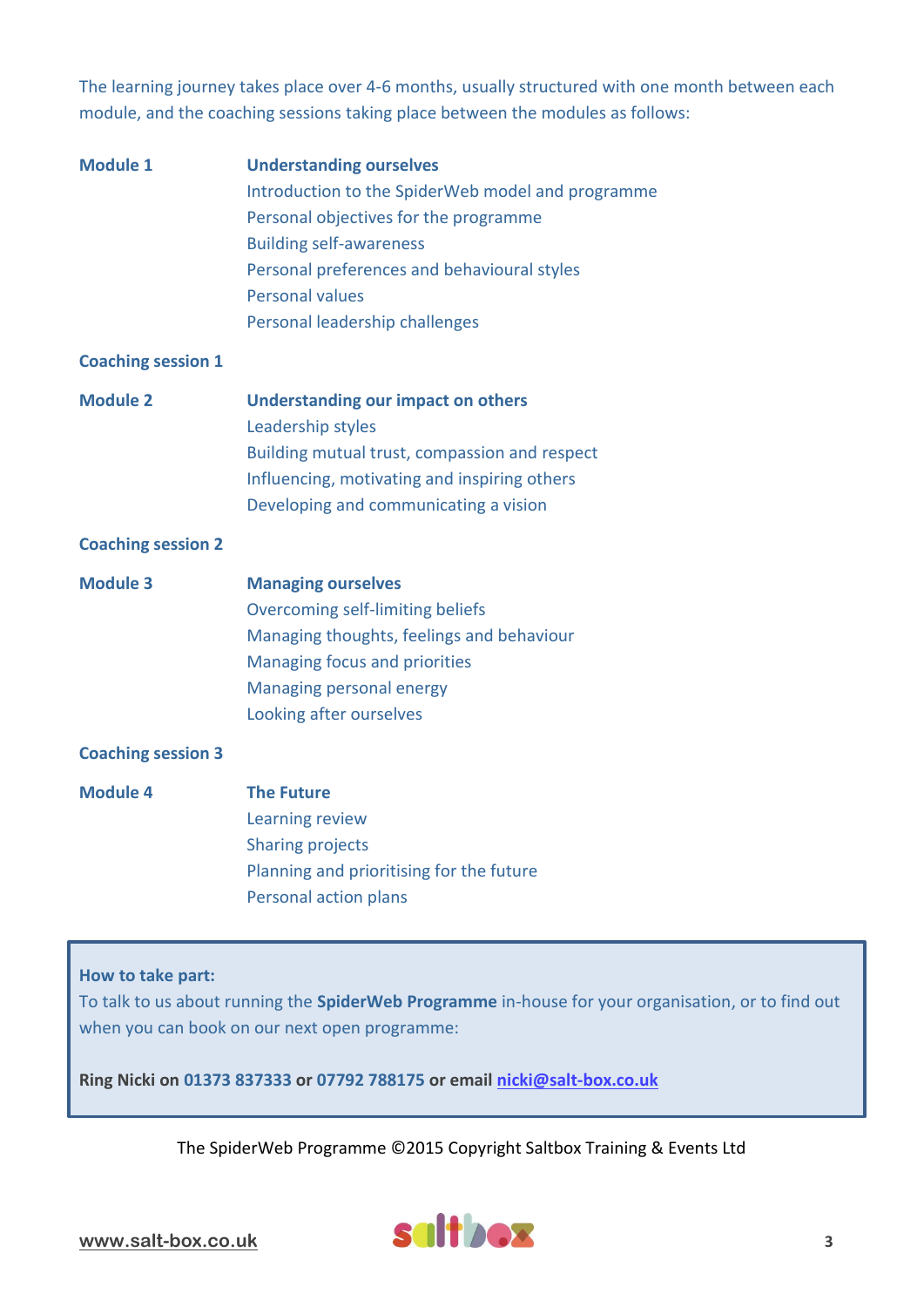The learning journey takes place over 4-6 months, usually structured with one month between each module, and the coaching sessions taking place between the modules as follows:

**Module 1** — **Understanding ourselves**

- Introduction to the SpiderWeb model and programme
- Personal objectives for the programme
- Building self-awareness
- Personal preferences and behavioural styles
- Personal values
- Personal leadership challenges

**Coaching session 1**

**Module 2** — **Understanding our impact on others**

- Leadership styles
- Building mutual trust, compassion and respect
- Influencing, motivating and inspiring others
- Developing and communicating a vision

**Coaching session 2**

**Module 3** — **Managing ourselves**

- Overcoming self-limiting beliefs
- Managing thoughts, feelings and behaviour
- Managing focus and priorities
- Managing personal energy
- Looking after ourselves

**Coaching session 3**

**Module 4** — **The Future**

- Learning review
- Sharing projects
- Planning and prioritising for the future
- Personal action plans

**How to take part:**

To talk to us about running the **SpiderWeb Programme** in-house for your organisation, or to find out when you can book on our next open programme:

**Ring Nicki on 01373 837333 or 07792 788175 or email nicki@salt-box.co.uk**

The SpiderWeb Programme ©2015 Copyright Saltbox Training & Events Ltd

www.salt-box.co.uk